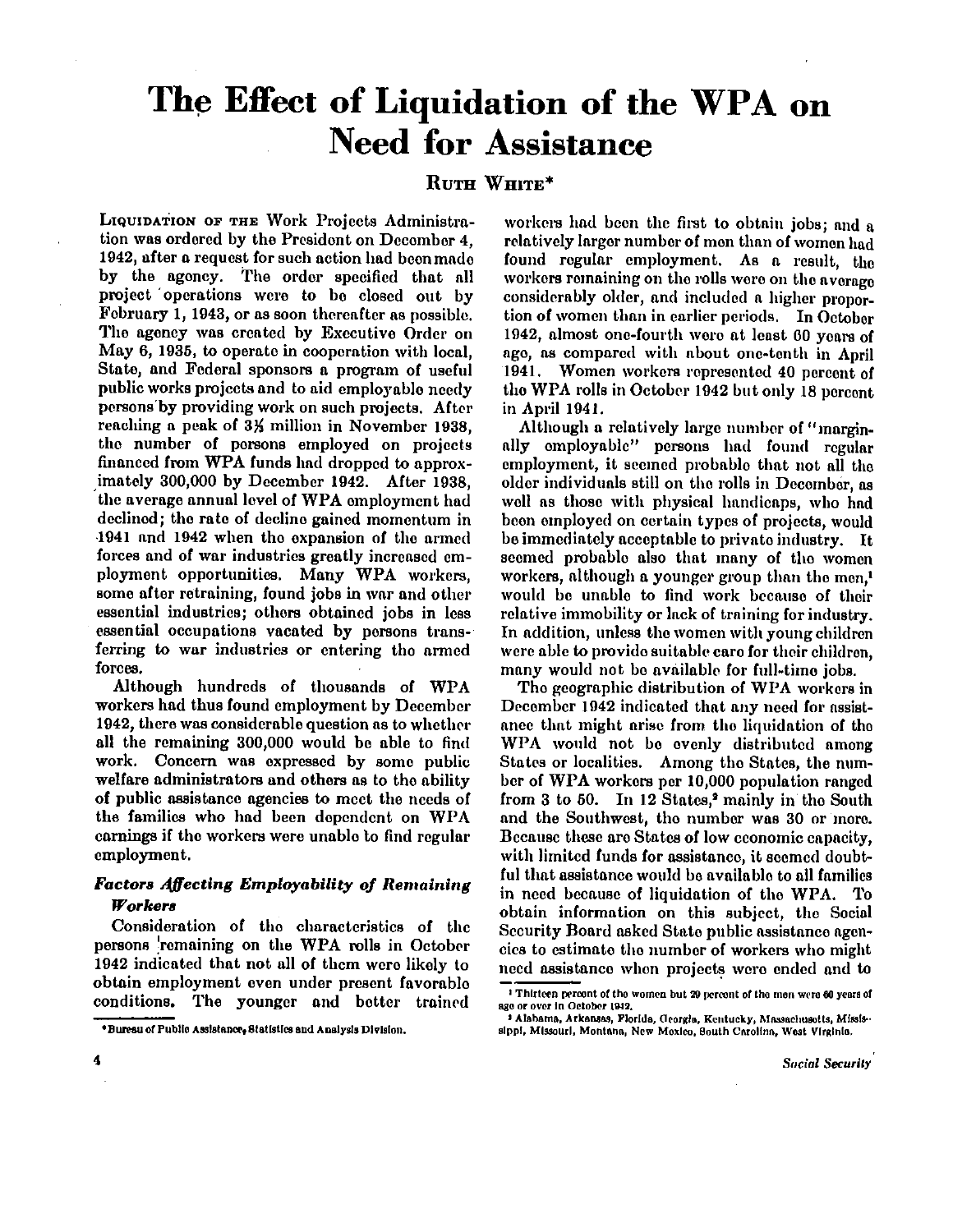# The Effect of Liquidation of the WPA on Need for Assistance

RUTH WHITE*

LIQUIDATION OF THE Work Projects Administration was ordered by the President on December 4, 1942, after a request for such action had been made by the agency. The order specified that all project operations were to be closed out by February 1, 1943, or as soon thereafter as possible. The agency was created by Executive Order on May 6, 1935, to operate in cooperation with local, State, and Federal sponsors a program of useful public works projects and to aid employable needy persons by providing work on such projects. After reaching a peak of 3⅓ million in November 1938, the number of persons employed on projects financed from WPA funds had dropped to approximately 300,000 by December 1942. After 1938, the average annual level of WPA employment had declined; the rate of decline gained momentum in 1941 and 1942 when the expansion of the armed forces and of war industries greatly increased employment opportunities. Many WPA workers, some after retraining, found jobs in war and other essential industries; others obtained jobs in less essential occupations vacated by persons transferring to war industries or entering the armed forces.

Although hundreds of thousands of WPA workers had thus found employment by December 1942, there was considerable question as to whether all the remaining 300,000 would be able to find work. Concern was expressed by some public welfare administrators and others as to the ability of public assistance agencies to meet the needs of the families who had been dependent on WPA earnings if the workers were unable to find regular employment.

### *Factors Affecting Employability of Remaining Workers*

Consideration of the characteristics of the persons remaining on the WPA rolls in October 1942 indicated that not all of them were likely to obtain employment even under present favorable conditions. The younger and better trained workers had been the first to obtain jobs; and a relatively larger number of men than of women had found regular employment. As a result, the workers remaining on the rolls were on the average considerably older, and included a higher proportion of women than in earlier periods. In October 1942, almost one-fourth were at least 60 years of age, as compared with about one-tenth in April 1941. Women workers represented 40 percent of the WPA rolls in October 1942 but only 18 percent in April 1941.

Although a relatively large number of "marginally employable" persons had found regular employment, it seemed probable that not all the older individuals still on the rolls in December, as well as those with physical handicaps, who had been employed on certain types of projects, would be immediately acceptable to private industry. It seemed probable also that many of the women workers, although a younger group than the men,[1] would be unable to find work because of their relative immobility or lack of training for industry. In addition, unless the women with young children were able to provide suitable care for their children, many would not be available for full-time jobs.

The geographic distribution of WPA workers in December 1942 indicated that any need for assistance that might arise from the liquidation of the WPA would not be evenly distributed among States or localities. Among the States, the number of WPA workers per 10,000 population ranged from 3 to 50. In 12 States,[2] mainly in the South and the Southwest, the number was 30 or more. Because these are States of low economic capacity, with limited funds for assistance, it seemed doubtful that assistance would be available to all families in need because of liquidation of the WPA. To obtain information on this subject, the Social Security Board asked State public assistance agencies to estimate the number of workers who might need assistance when projects were ended and to

---

*Bureau of Public Assistance, Statistics and Analysis Division.

[1] Thirteen percent of the women but 29 percent of the men were 60 years of age or over in October 1942.

[2] Alabama, Arkansas, Florida, Georgia, Kentucky, Massachusetts, Mississippi, Missouri, Montana, New Mexico, South Carolina, West Virginia.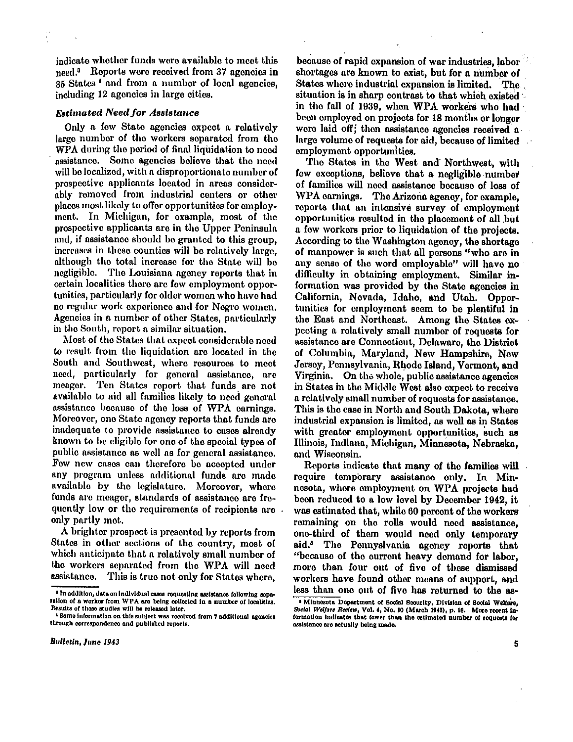indicate whether funds were available to meet this need.[3] Reports were received from 37 agencies in 35 States[4] and from a number of local agencies, including 12 agencies in large cities.

### *Estimated Need for Assistance*

Only a few State agencies expect a relatively large number of the workers separated from the WPA during the period of final liquidation to need assistance. Some agencies believe that the need will be localized, with a disproportionate number of prospective applicants located in areas considerably removed from industrial centers or other places most likely to offer opportunities for employment. In Michigan, for example, most of the prospective applicants are in the Upper Peninsula and, if assistance should be granted to this group, increases in these counties will be relatively large, although the total increase for the State will be negligible. The Louisiana agency reports that in certain localities there are few employment opportunities, particularly for older women who have had no regular work experience and for Negro women. Agencies in a number of other States, particularly in the South, report a similar situation.

Most of the States that expect considerable need to result from the liquidation are located in the South and Southwest, where resources to meet need, particularly for general assistance, are meager. Ten States report that funds are not available to aid all families likely to need general assistance because of the loss of WPA earnings. Moreover, one State agency reports that funds are inadequate to provide assistance to cases already known to be eligible for one of the special types of public assistance as well as for general assistance. Few new cases can therefore be accepted under any program unless additional funds are made available by the legislature. Moreover, where funds are meager, standards of assistance are frequently low or the requirements of recipients are only partly met.

A brighter prospect is presented by reports from States in other sections of the country, most of which anticipate that a relatively small number of the workers separated from the WPA will need assistance. This is true not only for States where, because of rapid expansion of war industries, labor shortages are known to exist, but for a number of States where industrial expansion is limited. The situation is in sharp contrast to that which existed in the fall of 1939, when WPA workers who had been employed on projects for 18 months or longer were laid off; then assistance agencies received a large volume of requests for aid, because of limited employment opportunities.

The States in the West and Northwest, with few exceptions, believe that a negligible number of families will need assistance because of loss of WPA earnings. The Arizona agency, for example, reports that an intensive survey of employment opportunities resulted in the placement of all but a few workers prior to liquidation of the projects. According to the Washington agency, the shortage of manpower is such that all persons "who are in any sense of the word employable" will have no difficulty in obtaining employment. Similar information was provided by the State agencies in California, Nevada, Idaho, and Utah. Opportunities for employment seem to be plentiful in the East and Northeast. Among the States expecting a relatively small number of requests for assistance are Connecticut, Delaware, the District of Columbia, Maryland, New Hampshire, New Jersey, Pennsylvania, Rhode Island, Vermont, and Virginia. On the whole, public assistance agencies in States in the Middle West also expect to receive a relatively small number of requests for assistance. This is the case in North and South Dakota, where industrial expansion is limited, as well as in States with greater employment opportunities, such as Illinois, Indiana, Michigan, Minnesota, Nebraska, and Wisconsin.

Reports indicate that many of the families will require temporary assistance only. In Minnesota, where employment on WPA projects had been reduced to a low level by December 1942, it was estimated that, while 60 percent of the workers remaining on the rolls would need assistance, one-third of them would need only temporary aid.[5] The Pennsylvania agency reports that "because of the current heavy demand for labor, more than four out of five of these dismissed workers have found other means of support, and less than one out of five has returned to the as-

---

[3] In addition, data on individual cases requesting assistance following separation of a worker from WPA are being collected in a number of localities. Results of these studies will be released later.

[4] Some information on this subject was received from 7 additional agencies through correspondence and published reports.

[5] Minnesota Department of Social Security, Division of Social Welfare, *Social Welfare Review*, Vol. 4, No. 10 (March 1943), p. 18. More recent information indicates that fewer than the estimated number of requests for assistance are actually being made.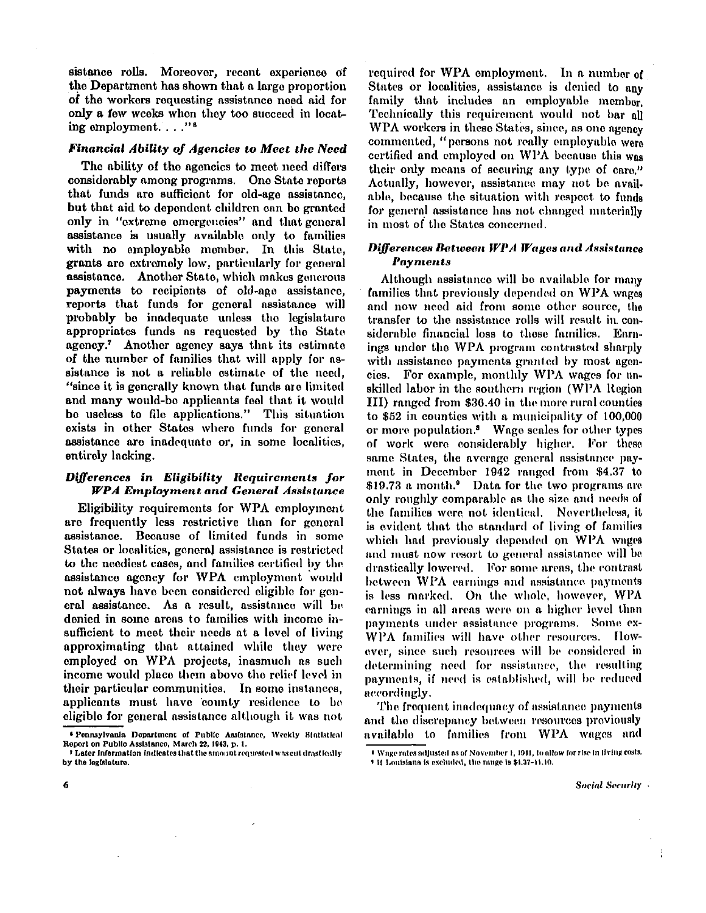sistance rolls. Moreover, recent experience of the Department has shown that a large proportion of the workers requesting assistance need aid for only a few weeks when they too succeed in locating employment. . . ."[6]

### *Financial Ability of Agencies to Meet the Need*

The ability of the agencies to meet need differs considerably among programs. One State reports that funds are sufficient for old-age assistance, but that aid to dependent children can be granted only in "extreme emergencies" and that general assistance is usually available only to families with no employable member. In this State, grants are extremely low, particularly for general assistance. Another State, which makes generous payments to recipients of old-age assistance, reports that funds for general assistance will probably be inadequate unless the legislature appropriates funds as requested by the State agency.[7] Another agency says that its estimate of the number of families that will apply for assistance is not a reliable estimate of the need, "since it is generally known that funds are limited and many would-be applicants feel that it would be useless to file applications." This situation exists in other States where funds for general assistance are inadequate or, in some localities, entirely lacking.

### *Differences in Eligibility Requirements for WPA Employment and General Assistance*

Eligibility requirements for WPA employment are frequently less restrictive than for general assistance. Because of limited funds in some States or localities, general assistance is restricted to the neediest cases, and families certified by the assistance agency for WPA employment would not always have been considered eligible for general assistance. As a result, assistance will be denied in some areas to families with income insufficient to meet their needs at a level of living approximating that attained while they were employed on WPA projects, inasmuch as such income would place them above the relief level in their particular communities. In some instances, applicants must have county residence to be eligible for general assistance although it was not required for WPA employment. In a number of States or localities, assistance is denied to any family that includes an employable member. Technically this requirement would not bar all WPA workers in these States, since, as one agency commented, "persons not really employable were certified and employed on WPA because this was their only means of securing any type of care." Actually, however, assistance may not be available, because the situation with respect to funds for general assistance has not changed materially in most of the States concerned.

### *Differences Between WPA Wages and Assistance Payments*

Although assistance will be available for many families that previously depended on WPA wages and now need aid from some other source, the transfer to the assistance rolls will result in considerable financial loss to these families. Earnings under the WPA program contrasted sharply with assistance payments granted by most agencies. For example, monthly WPA wages for unskilled labor in the southern region (WPA Region III) ranged from $36.40 in the more rural counties to $52 in counties with a municipality of 100,000 or more population.[8] Wage scales for other types of work were considerably higher. For these same States, the average general assistance payment in December 1942 ranged from $4.37 to $19.73 a month.[9] Data for the two programs are only roughly comparable as the size and needs of the families were not identical. Nevertheless, it is evident that the standard of living of families which had previously depended on WPA wages and must now resort to general assistance will be drastically lowered. For some areas, the contrast between WPA earnings and assistance payments is less marked. On the whole, however, WPA earnings in all areas were on a higher level than payments under assistance programs. Some ex-WPA families will have other resources. However, since such resources will be considered in determining need for assistance, the resulting payments, if need is established, will be reduced accordingly.

The frequent inadequacy of assistance payments and the discrepancy between resources previously available to families from WPA wages and

---

[6] Pennsylvania Department of Public Assistance, Weekly Statistical Report on Public Assistance, March 22, 1943, p. 1.

[7] Later information indicates that the amount requested was cut drastically by the legislature.

[8] Wage rates adjusted as of November 1, 1941, to allow for rise in living costs.

[9] If Louisiana is excluded, the range is $4.37-11.10.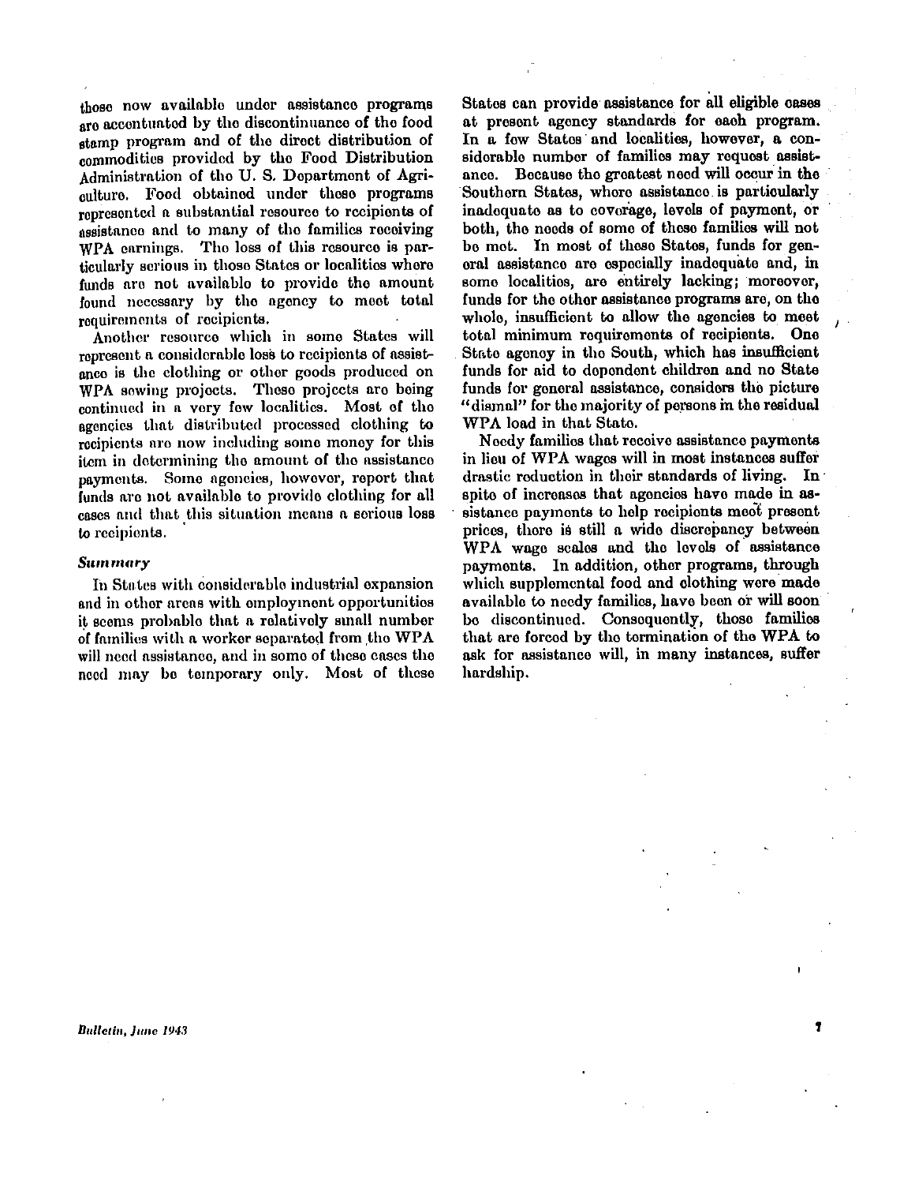those now available under assistance programs are accentuated by the discontinuance of the food stamp program and of the direct distribution of commodities provided by the Food Distribution Administration of the U. S. Department of Agriculture. Food obtained under these programs represented a substantial resource to recipients of assistance and to many of the families receiving WPA earnings. The loss of this resource is particularly serious in those States or localities where funds are not available to provide the amount found necessary by the agency to meet total requirements of recipients.

Another resource which in some States will represent a considerable loss to recipients of assistance is the clothing or other goods produced on WPA sewing projects. These projects are being continued in a very few localities. Most of the agencies that distributed processed clothing to recipients are now including some money for this item in determining the amount of the assistance payments. Some agencies, however, report that funds are not available to provide clothing for all cases and that this situation means a serious loss to recipients.

### *Summary*

In States with considerable industrial expansion and in other areas with employment opportunities it seems probable that a relatively small number of families with a worker separated from the WPA will need assistance, and in some of these cases the need may be temporary only. Most of these States can provide assistance for all eligible cases at present agency standards for each program. In a few States and localities, however, a considerable number of families may request assistance. Because the greatest need will occur in the Southern States, where assistance is particularly inadequate as to coverage, levels of payment, or both, the needs of some of these families will not be met. In most of these States, funds for general assistance are especially inadequate and, in some localities, are entirely lacking; moreover, funds for the other assistance programs are, on the whole, insufficient to allow the agencies to meet total minimum requirements of recipients. One State agency in the South, which has insufficient funds for aid to dependent children and no State funds for general assistance, considers the picture "dismal" for the majority of persons in the residual WPA load in that State.

Needy families that receive assistance payments in lieu of WPA wages will in most instances suffer drastic reduction in their standards of living. In spite of increases that agencies have made in assistance payments to help recipients meet present prices, there is still a wide discrepancy between WPA wage scales and the levels of assistance payments. In addition, other programs, through which supplemental food and clothing were made available to needy families, have been or will soon be discontinued. Consequently, those families that are forced by the termination of the WPA to ask for assistance will, in many instances, suffer hardship.